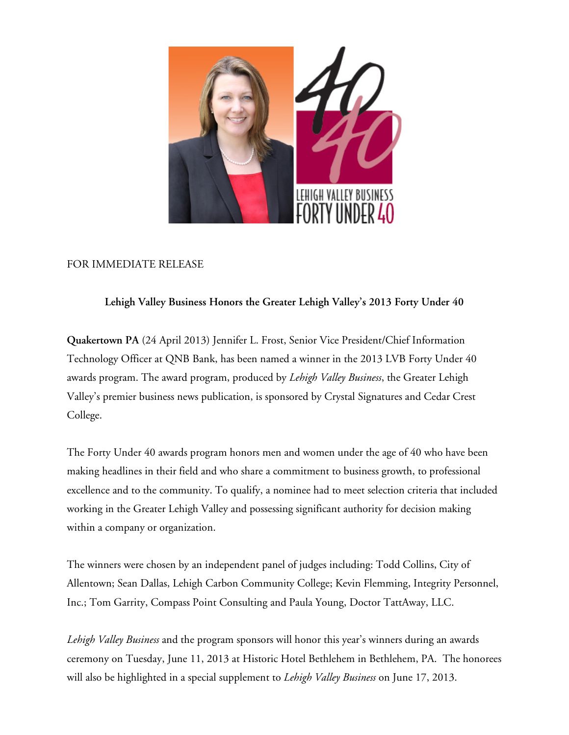FOR IMMEDIATE RELEASE

**Lehigh Valley Business Honors the Greater Lehigh Valley's 2013 Forty Under 40**

**Quakertown PA** (24 April 2013) Jennifer L. Frost, Senior Vice President/Chief Information Technology Officer at QNB Bank, has been named a winner in the 2013 LVB Forty Under 40 awards program. The award program, produced by *Lehigh Valley Business*, the Greater Lehigh Valley's premier business news publication, is sponsored by Crystal Signatures and Cedar Crest College.

The Forty Under 40 awards program honors men and women under the age of 40 who have been making headlines in their field and who share a commitment to business growth, to professional excellence and to the community. To qualify, a nominee had to meet selection criteria that included working in the Greater Lehigh Valley and possessing significant authority for decision making within a company or organization.

The winners were chosen by an independent panel of judges including: Todd Collins, City of Allentown; Sean Dallas, Lehigh Carbon Community College; Kevin Flemming, Integrity Personnel, Inc.; Tom Garrity, Compass Point Consulting and Paula Young, Doctor TattAway, LLC.

*Lehigh Valley Business* and the program sponsors will honor this year's winners during an awards ceremony on Tuesday, June 11, 2013 at Historic Hotel Bethlehem in Bethlehem, PA. The honorees will also be highlighted in a special supplement to *Lehigh Valley Business* on June 17, 2013.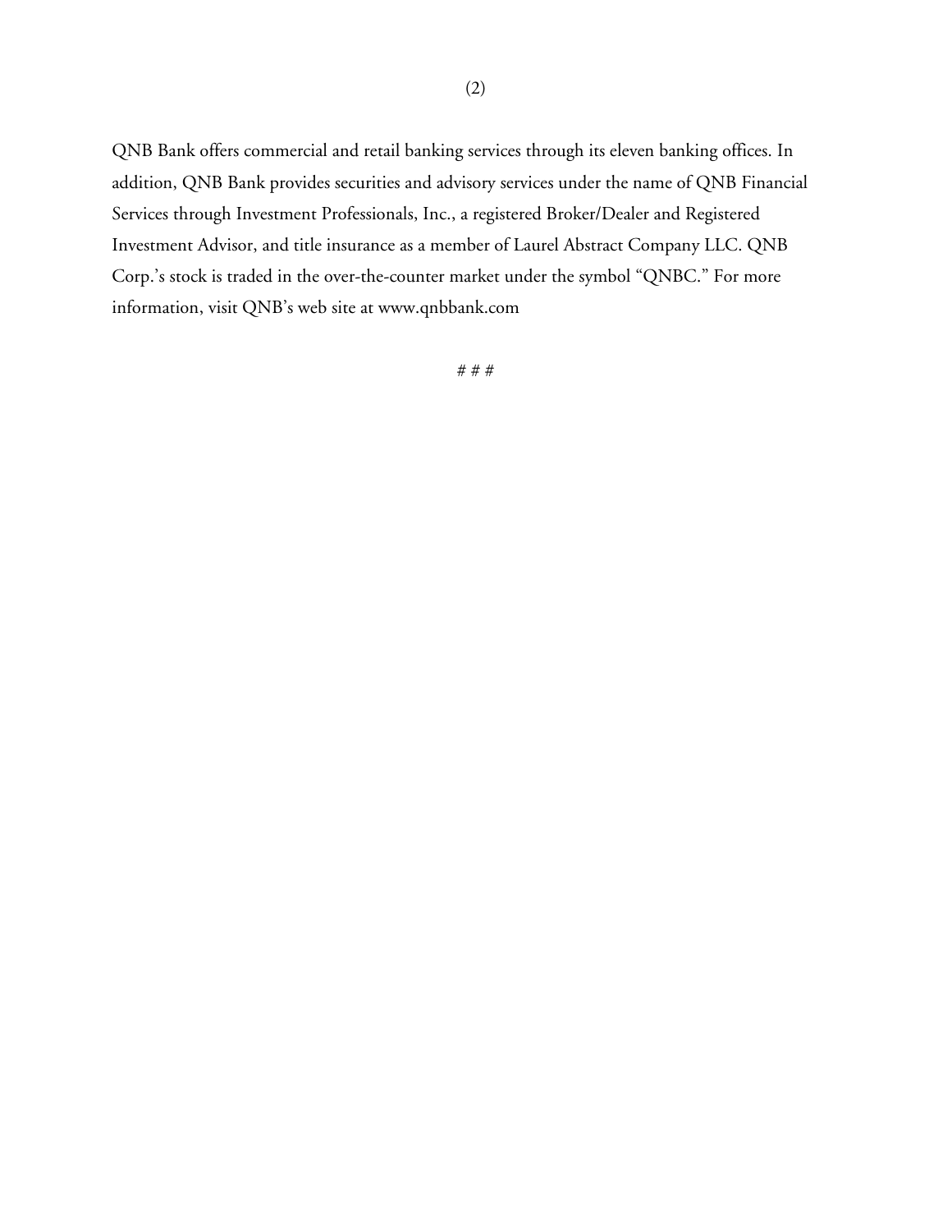QNB Bank offers commercial and retail banking services through its eleven banking offices. In addition, QNB Bank provides securities and advisory services under the name of QNB Financial Services through Investment Professionals, Inc., a registered Broker/Dealer and Registered Investment Advisor, and title insurance as a member of Laurel Abstract Company LLC. QNB Corp.'s stock is traded in the over-the-counter market under the symbol "QNBC." For more information, visit QNB's web site at www.qnbbank.com

# # #